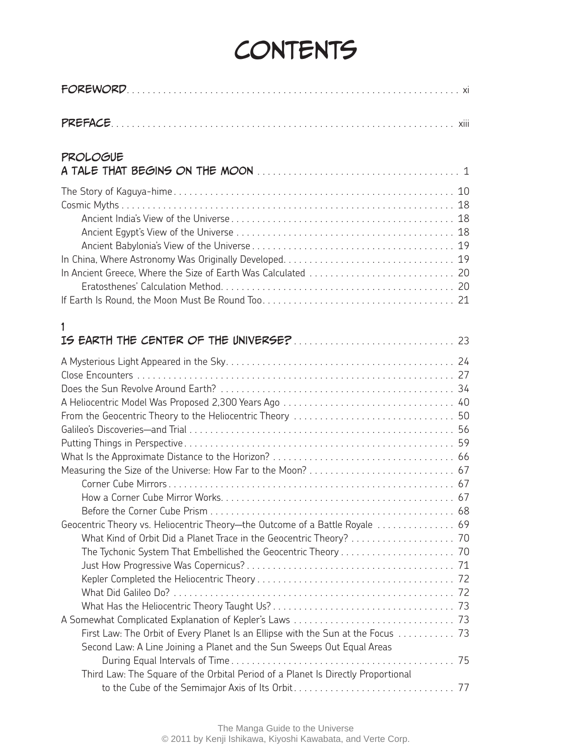# Contents

**Foreword** . . . . . . . . . . . . . . . . . . . . . . . . . . . . . . . . . . . . . . . . . . . . . . . . . . . . . . . . . . . . . . xi

**Preface** . . . . . . . . . . . . . . . . . . . . . . . . . . . . . . . . . . . . . . . . . . . . . . . . . . . . . . . . . . . . . . . xiii

## Prologue
## A Tale That Begins on the Moon . . . . . . . . . . . . . . . . . . . . . . . . . . . . . . . . . . . . . . 1

The Story of Kaguya-hime . . . . . . . . . . . . . . . . . . . . . . . . . . . . . . . . . . . . . . . . . . . . . . . . . . . . . 10
Cosmic Myths . . . . . . . . . . . . . . . . . . . . . . . . . . . . . . . . . . . . . . . . . . . . . . . . . . . . . . . . . . . . . . 18
- Ancient India's View of the Universe . . . . . . . . . . . . . . . . . . . . . . . . . . . . . . . . . . . . . . . . . . 18
- Ancient Egypt's View of the Universe . . . . . . . . . . . . . . . . . . . . . . . . . . . . . . . . . . . . . . . . . 18
- Ancient Babylonia's View of the Universe . . . . . . . . . . . . . . . . . . . . . . . . . . . . . . . . . . . . . . 19

In China, Where Astronomy Was Originally Developed. . . . . . . . . . . . . . . . . . . . . . . . . . . . . . . . 19
In Ancient Greece, Where the Size of Earth Was Calculated . . . . . . . . . . . . . . . . . . . . . . . . . . . . 20
- Eratosthenes' Calculation Method. . . . . . . . . . . . . . . . . . . . . . . . . . . . . . . . . . . . . . . . . . . . . 20

If Earth Is Round, the Moon Must Be Round Too. . . . . . . . . . . . . . . . . . . . . . . . . . . . . . . . . . . . . 21

## 1
## Is Earth the Center of the Universe? . . . . . . . . . . . . . . . . . . . . . . . . . . . . . . . 23

A Mysterious Light Appeared in the Sky. . . . . . . . . . . . . . . . . . . . . . . . . . . . . . . . . . . . . . . . . . . 24
Close Encounters . . . . . . . . . . . . . . . . . . . . . . . . . . . . . . . . . . . . . . . . . . . . . . . . . . . . . . . . . . . . 27
Does the Sun Revolve Around Earth? . . . . . . . . . . . . . . . . . . . . . . . . . . . . . . . . . . . . . . . . . . . . . 34
A Heliocentric Model Was Proposed 2,300 Years Ago . . . . . . . . . . . . . . . . . . . . . . . . . . . . . . . . . 40
From the Geocentric Theory to the Heliocentric Theory . . . . . . . . . . . . . . . . . . . . . . . . . . . . . . . 50
Galileo's Discoveries—and Trial . . . . . . . . . . . . . . . . . . . . . . . . . . . . . . . . . . . . . . . . . . . . . . . . . 56
Putting Things in Perspective. . . . . . . . . . . . . . . . . . . . . . . . . . . . . . . . . . . . . . . . . . . . . . . . . . . . 59
What Is the Approximate Distance to the Horizon? . . . . . . . . . . . . . . . . . . . . . . . . . . . . . . . . . . . 66
Measuring the Size of the Universe: How Far to the Moon? . . . . . . . . . . . . . . . . . . . . . . . . . . . . 67
- Corner Cube Mirrors . . . . . . . . . . . . . . . . . . . . . . . . . . . . . . . . . . . . . . . . . . . . . . . . . . . . . . . 67
- How a Corner Cube Mirror Works. . . . . . . . . . . . . . . . . . . . . . . . . . . . . . . . . . . . . . . . . . . . . . 67
- Before the Corner Cube Prism . . . . . . . . . . . . . . . . . . . . . . . . . . . . . . . . . . . . . . . . . . . . . . . . 68

Geocentric Theory vs. Heliocentric Theory—the Outcome of a Battle Royale . . . . . . . . . . . . . . . 69
- What Kind of Orbit Did a Planet Trace in the Geocentric Theory? . . . . . . . . . . . . . . . . . . . . 70
- The Tychonic System That Embellished the Geocentric Theory . . . . . . . . . . . . . . . . . . . . . . 70
- Just How Progressive Was Copernicus? . . . . . . . . . . . . . . . . . . . . . . . . . . . . . . . . . . . . . . . . 71
- Kepler Completed the Heliocentric Theory . . . . . . . . . . . . . . . . . . . . . . . . . . . . . . . . . . . . . . 72
- What Did Galileo Do? . . . . . . . . . . . . . . . . . . . . . . . . . . . . . . . . . . . . . . . . . . . . . . . . . . . . . . 72
- What Has the Heliocentric Theory Taught Us? . . . . . . . . . . . . . . . . . . . . . . . . . . . . . . . . . . . 73

A Somewhat Complicated Explanation of Kepler's Laws . . . . . . . . . . . . . . . . . . . . . . . . . . . . . . . 73
- First Law: The Orbit of Every Planet Is an Ellipse with the Sun at the Focus . . . . . . . . . . . 73
- Second Law: A Line Joining a Planet and the Sun Sweeps Out Equal Areas During Equal Intervals of Time . . . . . . . . . . . . . . . . . . . . . . . . . . . . . . . . . . . . . . . . . . . 75
- Third Law: The Square of the Orbital Period of a Planet Is Directly Proportional to the Cube of the Semimajor Axis of Its Orbit . . . . . . . . . . . . . . . . . . . . . . . . . . . . . . . 77

The Manga Guide to the Universe
© 2011 by Kenji Ishikawa, Kiyoshi Kawabata, and Verte Corp.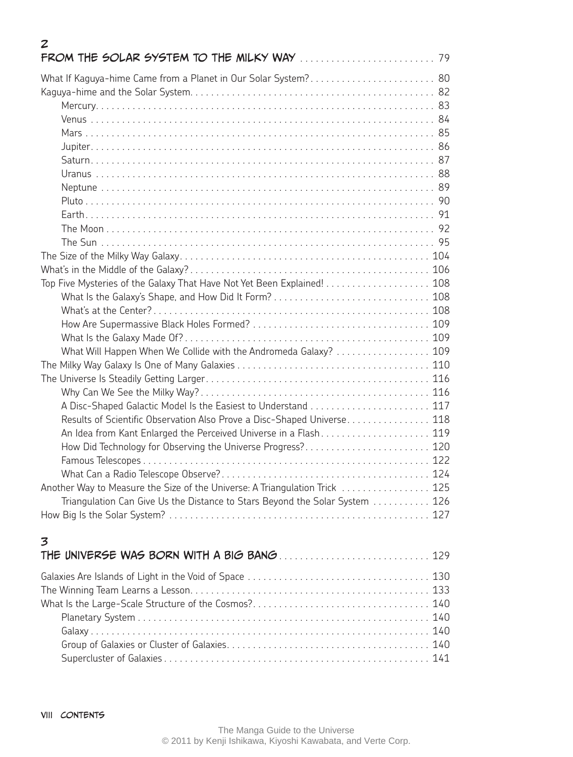## 2 From the Solar System to the Milky Way ........ 79

What If Kaguya-hime Came from a Planet in Our Solar System? ........ 80
Kaguya-hime and the Solar System ........ 82
- Mercury ........ 83
- Venus ........ 84
- Mars ........ 85
- Jupiter ........ 86
- Saturn ........ 87
- Uranus ........ 88
- Neptune ........ 89
- Pluto ........ 90
- Earth ........ 91
- The Moon ........ 92
- The Sun ........ 95

The Size of the Milky Way Galaxy ........ 104
What's in the Middle of the Galaxy? ........ 106
Top Five Mysteries of the Galaxy That Have Not Yet Been Explained! ........ 108
- What Is the Galaxy's Shape, and How Did It Form? ........ 108
- What's at the Center? ........ 108
- How Are Supermassive Black Holes Formed? ........ 109
- What Is the Galaxy Made Of? ........ 109
- What Will Happen When We Collide with the Andromeda Galaxy? ........ 109

The Milky Way Galaxy Is One of Many Galaxies ........ 110
The Universe Is Steadily Getting Larger ........ 116
- Why Can We See the Milky Way? ........ 116
- A Disc-Shaped Galactic Model Is the Easiest to Understand ........ 117
- Results of Scientific Observation Also Prove a Disc-Shaped Universe ........ 118
- An Idea from Kant Enlarged the Perceived Universe in a Flash ........ 119
- How Did Technology for Observing the Universe Progress? ........ 120
- Famous Telescopes ........ 122
- What Can a Radio Telescope Observe? ........ 124

Another Way to Measure the Size of the Universe: A Triangulation Trick ........ 125
- Triangulation Can Give Us the Distance to Stars Beyond the Solar System ........ 126

How Big Is the Solar System? ........ 127

## 3 The Universe Was Born with a Big Bang ........ 129

Galaxies Are Islands of Light in the Void of Space ........ 130
The Winning Team Learns a Lesson ........ 133
What Is the Large-Scale Structure of the Cosmos? ........ 140
- Planetary System ........ 140
- Galaxy ........ 140
- Group of Galaxies or Cluster of Galaxies ........ 140
- Supercluster of Galaxies ........ 141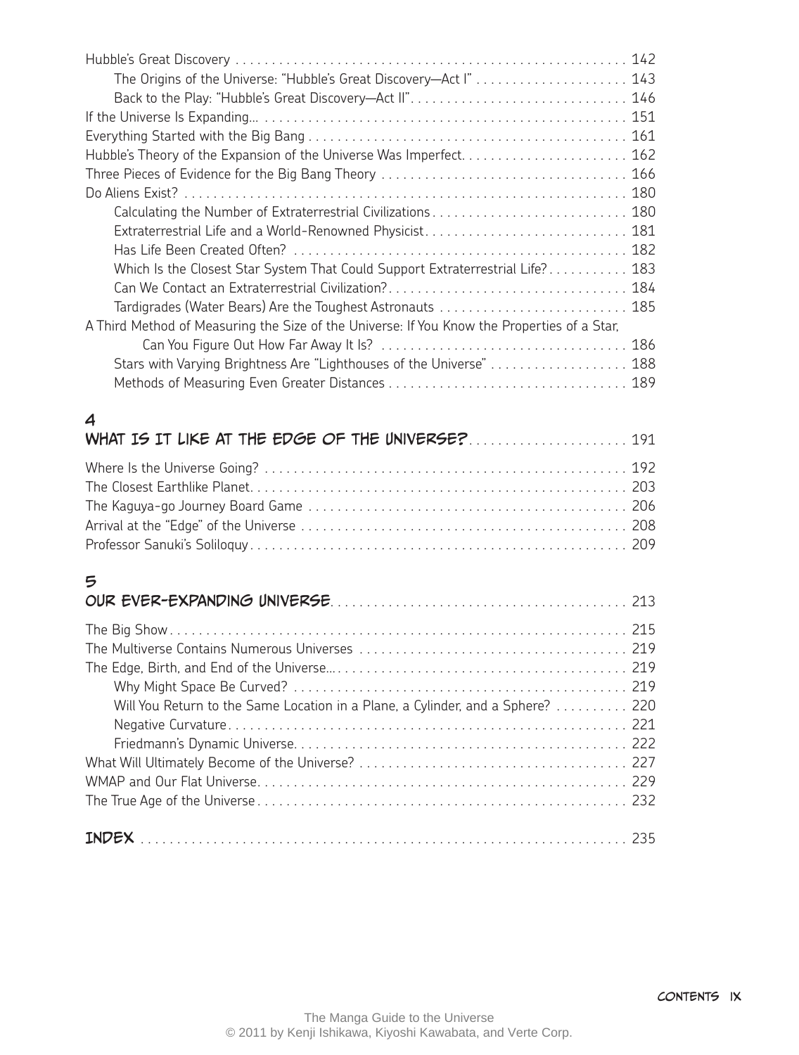Hubble's Great Discovery . . . . . . . . . . . . . . . . . . . . . . . . . . . . . . . . . . . . . . . . . . . . . . . . . . . . . 142
    The Origins of the Universe: "Hubble's Great Discovery—Act I" . . . . . . . . . . . . . . . . . . . . . 143
    Back to the Play: "Hubble's Great Discovery—Act II" . . . . . . . . . . . . . . . . . . . . . . . . . . . . . 146
If the Universe Is Expanding... . . . . . . . . . . . . . . . . . . . . . . . . . . . . . . . . . . . . . . . . . . . . . . . . . . 151
Everything Started with the Big Bang . . . . . . . . . . . . . . . . . . . . . . . . . . . . . . . . . . . . . . . . . . . . 161
Hubble's Theory of the Expansion of the Universe Was Imperfect. . . . . . . . . . . . . . . . . . . . . . . 162
Three Pieces of Evidence for the Big Bang Theory . . . . . . . . . . . . . . . . . . . . . . . . . . . . . . . . . . 166
Do Aliens Exist? . . . . . . . . . . . . . . . . . . . . . . . . . . . . . . . . . . . . . . . . . . . . . . . . . . . . . . . . . . . . . 180
    Calculating the Number of Extraterrestrial Civilizations . . . . . . . . . . . . . . . . . . . . . . . . . . . 180
    Extraterrestrial Life and a World-Renowned Physicist . . . . . . . . . . . . . . . . . . . . . . . . . . . . 181
    Has Life Been Created Often? . . . . . . . . . . . . . . . . . . . . . . . . . . . . . . . . . . . . . . . . . . . . . 182
    Which Is the Closest Star System That Could Support Extraterrestrial Life? . . . . . . . . . . . 183
    Can We Contact an Extraterrestrial Civilization? . . . . . . . . . . . . . . . . . . . . . . . . . . . . . . . . 184
    Tardigrades (Water Bears) Are the Toughest Astronauts . . . . . . . . . . . . . . . . . . . . . . . . . . 185
A Third Method of Measuring the Size of the Universe: If You Know the Properties of a Star,
        Can You Figure Out How Far Away It Is? . . . . . . . . . . . . . . . . . . . . . . . . . . . . . . . . . . 186
    Stars with Varying Brightness Are "Lighthouses of the Universe" . . . . . . . . . . . . . . . . . . . 188
    Methods of Measuring Even Greater Distances . . . . . . . . . . . . . . . . . . . . . . . . . . . . . . . . . 189

## 4
## WHAT IS IT LIKE AT THE EDGE OF THE UNIVERSE? . . . . . . . . . . . . . . . . . . . . . . 191

Where Is the Universe Going? . . . . . . . . . . . . . . . . . . . . . . . . . . . . . . . . . . . . . . . . . . . . . . . . . . 192
The Closest Earthlike Planet. . . . . . . . . . . . . . . . . . . . . . . . . . . . . . . . . . . . . . . . . . . . . . . . . . . . 203
The Kaguya-go Journey Board Game . . . . . . . . . . . . . . . . . . . . . . . . . . . . . . . . . . . . . . . . . . . 206
Arrival at the "Edge" of the Universe . . . . . . . . . . . . . . . . . . . . . . . . . . . . . . . . . . . . . . . . . . . . 208
Professor Sanuki's Soliloquy . . . . . . . . . . . . . . . . . . . . . . . . . . . . . . . . . . . . . . . . . . . . . . . . . . . 209

## 5
## OUR EVER-EXPANDING UNIVERSE . . . . . . . . . . . . . . . . . . . . . . . . . . . . . . . . . . . . . . . . 213

The Big Show . . . . . . . . . . . . . . . . . . . . . . . . . . . . . . . . . . . . . . . . . . . . . . . . . . . . . . . . . . . . . . . 215
The Multiverse Contains Numerous Universes . . . . . . . . . . . . . . . . . . . . . . . . . . . . . . . . . . . . . 219
The Edge, Birth, and End of the Universe... . . . . . . . . . . . . . . . . . . . . . . . . . . . . . . . . . . . . . . . 219
    Why Might Space Be Curved? . . . . . . . . . . . . . . . . . . . . . . . . . . . . . . . . . . . . . . . . . . . . . . 219
    Will You Return to the Same Location in a Plane, a Cylinder, and a Sphere? . . . . . . . . . . 220
    Negative Curvature . . . . . . . . . . . . . . . . . . . . . . . . . . . . . . . . . . . . . . . . . . . . . . . . . . . . . . . 221
    Friedmann's Dynamic Universe. . . . . . . . . . . . . . . . . . . . . . . . . . . . . . . . . . . . . . . . . . . . . . 222
What Will Ultimately Become of the Universe? . . . . . . . . . . . . . . . . . . . . . . . . . . . . . . . . . . . . 227
WMAP and Our Flat Universe. . . . . . . . . . . . . . . . . . . . . . . . . . . . . . . . . . . . . . . . . . . . . . . . . . . 229
The True Age of the Universe . . . . . . . . . . . . . . . . . . . . . . . . . . . . . . . . . . . . . . . . . . . . . . . . . . . 232

## INDEX . . . . . . . . . . . . . . . . . . . . . . . . . . . . . . . . . . . . . . . . . . . . . . . . . . . . . . . . . . . . . . . . . . . 235

The Manga Guide to the Universe
© 2011 by Kenji Ishikawa, Kiyoshi Kawabata, and Verte Corp.